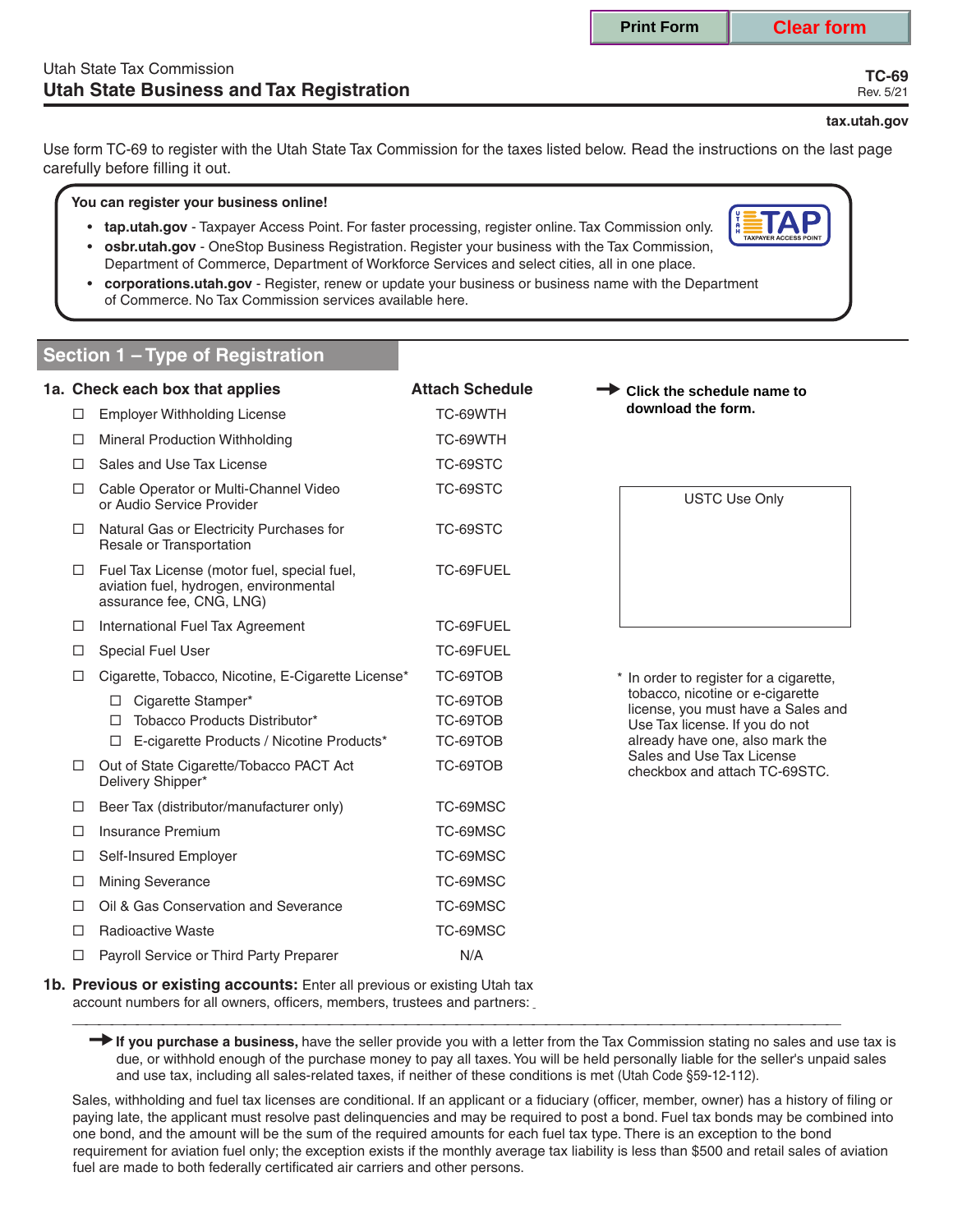Print Form | Clear form

Utah State Tax Commission

# Utah State Business and Tax Registration

**TC-69**
Rev. 5/21

**tax.utah.gov**

Use form TC-69 to register with the Utah State Tax Commission for the taxes listed below. Read the instructions on the last page carefully before filling it out.

**You can register your business online!**

- **tap.utah.gov** - Taxpayer Access Point. For faster processing, register online. Tax Commission only.
- **osbr.utah.gov** - OneStop Business Registration. Register your business with the Tax Commission, Department of Commerce, Department of Workforce Services and select cities, all in one place.
- **corporations.utah.gov** - Register, renew or update your business or business name with the Department of Commerce. No Tax Commission services available here.

## Section 1 – Type of Registration

➔ **Click the schedule name to download the form.**

| 1a. Check each box that applies | Attach Schedule |
|---|---|
| ☐ Employer Withholding License | TC-69WTH |
| ☐ Mineral Production Withholding | TC-69WTH |
| ☐ Sales and Use Tax License | TC-69STC |
| ☐ Cable Operator or Multi-Channel Video or Audio Service Provider | TC-69STC |
| ☐ Natural Gas or Electricity Purchases for Resale or Transportation | TC-69STC |
| ☐ Fuel Tax License (motor fuel, special fuel, aviation fuel, hydrogen, environmental assurance fee, CNG, LNG) | TC-69FUEL |
| ☐ International Fuel Tax Agreement | TC-69FUEL |
| ☐ Special Fuel User | TC-69FUEL |
| ☐ Cigarette, Tobacco, Nicotine, E-Cigarette License* | TC-69TOB |
| &nbsp;&nbsp;&nbsp;☐ Cigarette Stamper* | TC-69TOB |
| &nbsp;&nbsp;&nbsp;☐ Tobacco Products Distributor* | TC-69TOB |
| &nbsp;&nbsp;&nbsp;☐ E-cigarette Products / Nicotine Products* | TC-69TOB |
| ☐ Out of State Cigarette/Tobacco PACT Act Delivery Shipper* | TC-69TOB |
| ☐ Beer Tax (distributor/manufacturer only) | TC-69MSC |
| ☐ Insurance Premium | TC-69MSC |
| ☐ Self-Insured Employer | TC-69MSC |
| ☐ Mining Severance | TC-69MSC |
| ☐ Oil & Gas Conservation and Severance | TC-69MSC |
| ☐ Radioactive Waste | TC-69MSC |
| ☐ Payroll Service or Third Party Preparer | N/A |

USTC Use Only

\* In order to register for a cigarette, tobacco, nicotine or e-cigarette license, you must have a Sales and Use Tax license. If you do not already have one, also mark the Sales and Use Tax License checkbox and attach TC-69STC.

**1b. Previous or existing accounts:** Enter all previous or existing Utah tax account numbers for all owners, officers, members, trustees and partners: \_\_\_\_\_\_\_\_\_\_

➔ **If you purchase a business,** have the seller provide you with a letter from the Tax Commission stating no sales and use tax is due, or withhold enough of the purchase money to pay all taxes. You will be held personally liable for the seller's unpaid sales and use tax, including all sales-related taxes, if neither of these conditions is met (Utah Code §59-12-112).

Sales, withholding and fuel tax licenses are conditional. If an applicant or a fiduciary (officer, member, owner) has a history of filing or paying late, the applicant must resolve past delinquencies and may be required to post a bond. Fuel tax bonds may be combined into one bond, and the amount will be the sum of the required amounts for each fuel tax type. There is an exception to the bond requirement for aviation fuel only; the exception exists if the monthly average tax liability is less than $500 and retail sales of aviation fuel are made to both federally certificated air carriers and other persons.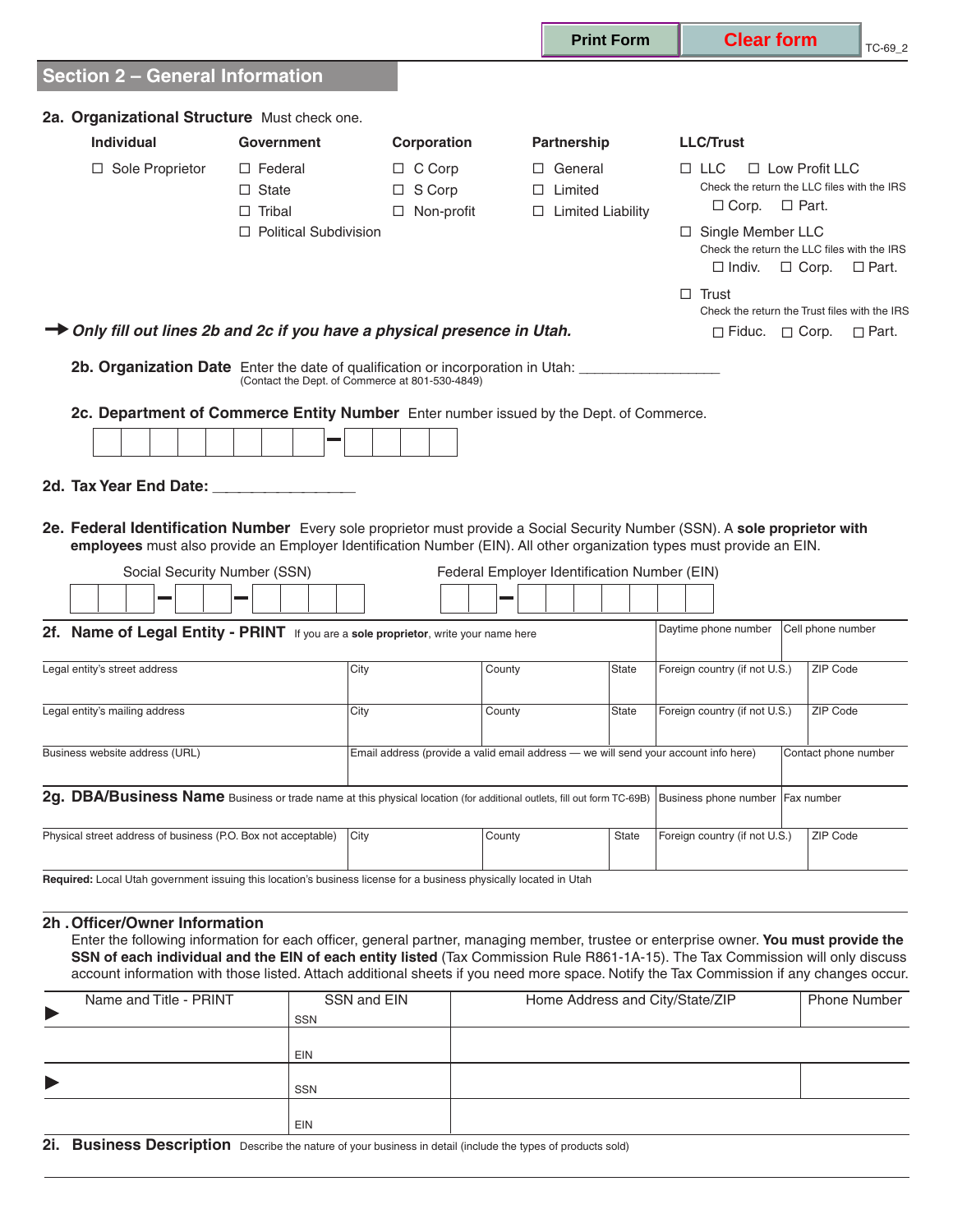Print Form | Clear form

TC-69_2

## Section 2 – General Information

### 2a. Organizational Structure
Must check one.

| Individual | Government | Corporation | Partnership | LLC/Trust |
|---|---|---|---|---|
| ☐ Sole Proprietor | ☐ Federal | ☐ C Corp | ☐ General | ☐ LLC ☐ Low Profit LLC<br>Check the return the LLC files with the IRS<br>☐ Corp. ☐ Part. |
| | ☐ State | ☐ S Corp | ☐ Limited | |
| | ☐ Tribal | ☐ Non-profit | ☐ Limited Liability | |
| | ☐ Political Subdivision | | | ☐ Single Member LLC<br>Check the return the LLC files with the IRS<br>☐ Indiv. ☐ Corp. ☐ Part. |
| | | | | ☐ Trust<br>Check the return the Trust files with the IRS<br>☐ Fiduc. ☐ Corp. ☐ Part. |

➞ ***Only fill out lines 2b and 2c if you have a physical presence in Utah.***

**2b. Organization Date** Enter the date of qualification or incorporation in Utah: ________________
(Contact the Dept. of Commerce at 801-530-4849)

**2c. Department of Commerce Entity Number** Enter number issued by the Dept. of Commerce.

☐☐☐☐☐☐☐☐ – ☐☐☐☐

**2d. Tax Year End Date:** ________________

**2e. Federal Identification Number** Every sole proprietor must provide a Social Security Number (SSN). A **sole proprietor with employees** must also provide an Employer Identification Number (EIN). All other organization types must provide an EIN.

Social Security Number (SSN): ☐☐☐ – ☐☐ – ☐☐☐☐

Federal Employer Identification Number (EIN): ☐☐ – ☐☐☐☐☐☐☐

| **2f. Name of Legal Entity - PRINT** If you are a **sole proprietor**, write your name here | | | | Daytime phone number | Cell phone number |
|---|---|---|---|---|---|
| Legal entity's street address | City | County | State | Foreign country (if not U.S.) | ZIP Code |
| Legal entity's mailing address | City | County | State | Foreign country (if not U.S.) | ZIP Code |
| Business website address (URL) | Email address (provide a valid email address — we will send your account info here) | | | | Contact phone number |

| **2g. DBA/Business Name** Business or trade name at this physical location (for additional outlets, fill out form TC-69B) | | | | Business phone number | Fax number |
|---|---|---|---|---|---|
| Physical street address of business (P.O. Box not acceptable) | City | County | State | Foreign country (if not U.S.) | ZIP Code |

**Required:** Local Utah government issuing this location's business license for a business physically located in Utah

### 2h . Officer/Owner Information
Enter the following information for each officer, general partner, managing member, trustee or enterprise owner. **You must provide the SSN of each individual and the EIN of each entity listed** (Tax Commission Rule R861-1A-15). The Tax Commission will only discuss account information with those listed. Attach additional sheets if you need more space. Notify the Tax Commission if any changes occur.

| Name and Title - PRINT | SSN and EIN | Home Address and City/State/ZIP | Phone Number |
|---|---|---|---|
| ▶ | SSN | | |
| | EIN | | |
| ▶ | SSN | | |
| | EIN | | |

**2i. Business Description** Describe the nature of your business in detail (include the types of products sold)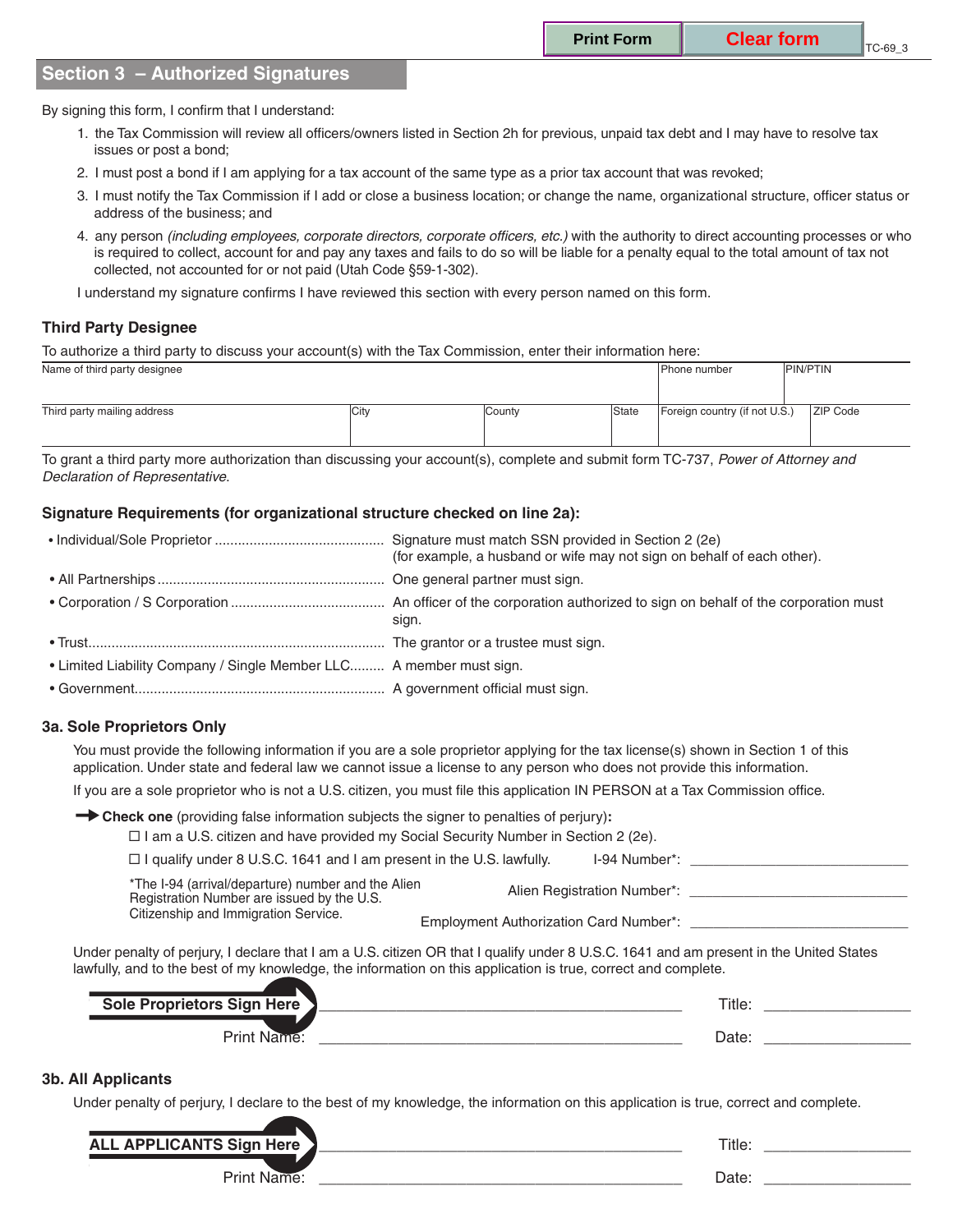## Section 3 – Authorized Signatures

By signing this form, I confirm that I understand:

1. the Tax Commission will review all officers/owners listed in Section 2h for previous, unpaid tax debt and I may have to resolve tax issues or post a bond;
2. I must post a bond if I am applying for a tax account of the same type as a prior tax account that was revoked;
3. I must notify the Tax Commission if I add or close a business location; or change the name, organizational structure, officer status or address of the business; and
4. any person *(including employees, corporate directors, corporate officers, etc.)* with the authority to direct accounting processes or who is required to collect, account for and pay any taxes and fails to do so will be liable for a penalty equal to the total amount of tax not collected, not accounted for or not paid (Utah Code §59-1-302).

I understand my signature confirms I have reviewed this section with every person named on this form.

### Third Party Designee

To authorize a third party to discuss your account(s) with the Tax Commission, enter their information here:

| Name of third party designee | | | | Phone number | PIN/PTIN |
|---|---|---|---|---|---|
| | | | | | |
| **Third party mailing address** | **City** | **County** | **State** | **Foreign country (if not U.S.)** | **ZIP Code** |
| | | | | | |

To grant a third party more authorization than discussing your account(s), complete and submit form TC-737, *Power of Attorney and Declaration of Representative.*

### Signature Requirements (for organizational structure checked on line 2a):

- Individual/Sole Proprietor ........ Signature must match SSN provided in Section 2 (2e) (for example, a husband or wife may not sign on behalf of each other).
- All Partnerships ........ One general partner must sign.
- Corporation / S Corporation ........ An officer of the corporation authorized to sign on behalf of the corporation must sign.
- Trust ........ The grantor or a trustee must sign.
- Limited Liability Company / Single Member LLC........ A member must sign.
- Government ........ A government official must sign.

### 3a. Sole Proprietors Only

You must provide the following information if you are a sole proprietor applying for the tax license(s) shown in Section 1 of this application. Under state and federal law we cannot issue a license to any person who does not provide this information.

If you are a sole proprietor who is not a U.S. citizen, you must file this application IN PERSON at a Tax Commission office.

➞ **Check one** (providing false information subjects the signer to penalties of perjury)**:**

☐ I am a U.S. citizen and have provided my Social Security Number in Section 2 (2e).

☐ I qualify under 8 U.S.C. 1641 and I am present in the U.S. lawfully. I-94 Number*: ____________________

Alien Registration Number*: ____________________

Employment Authorization Card Number*: ____________________

*The I-94 (arrival/departure) number and the Alien Registration Number are issued by the U.S. Citizenship and Immigration Service.

Under penalty of perjury, I declare that I am a U.S. citizen OR that I qualify under 8 U.S.C. 1641 and am present in the United States lawfully, and to the best of my knowledge, the information on this application is true, correct and complete.

**Sole Proprietors Sign Here** ________________________________ Title: ____________________

Print Name: ________________________________ Date: ____________________

### 3b. All Applicants

Under penalty of perjury, I declare to the best of my knowledge, the information on this application is true, correct and complete.

**ALL APPLICANTS Sign Here** ________________________________ Title: ____________________

Print Name: ________________________________ Date: ____________________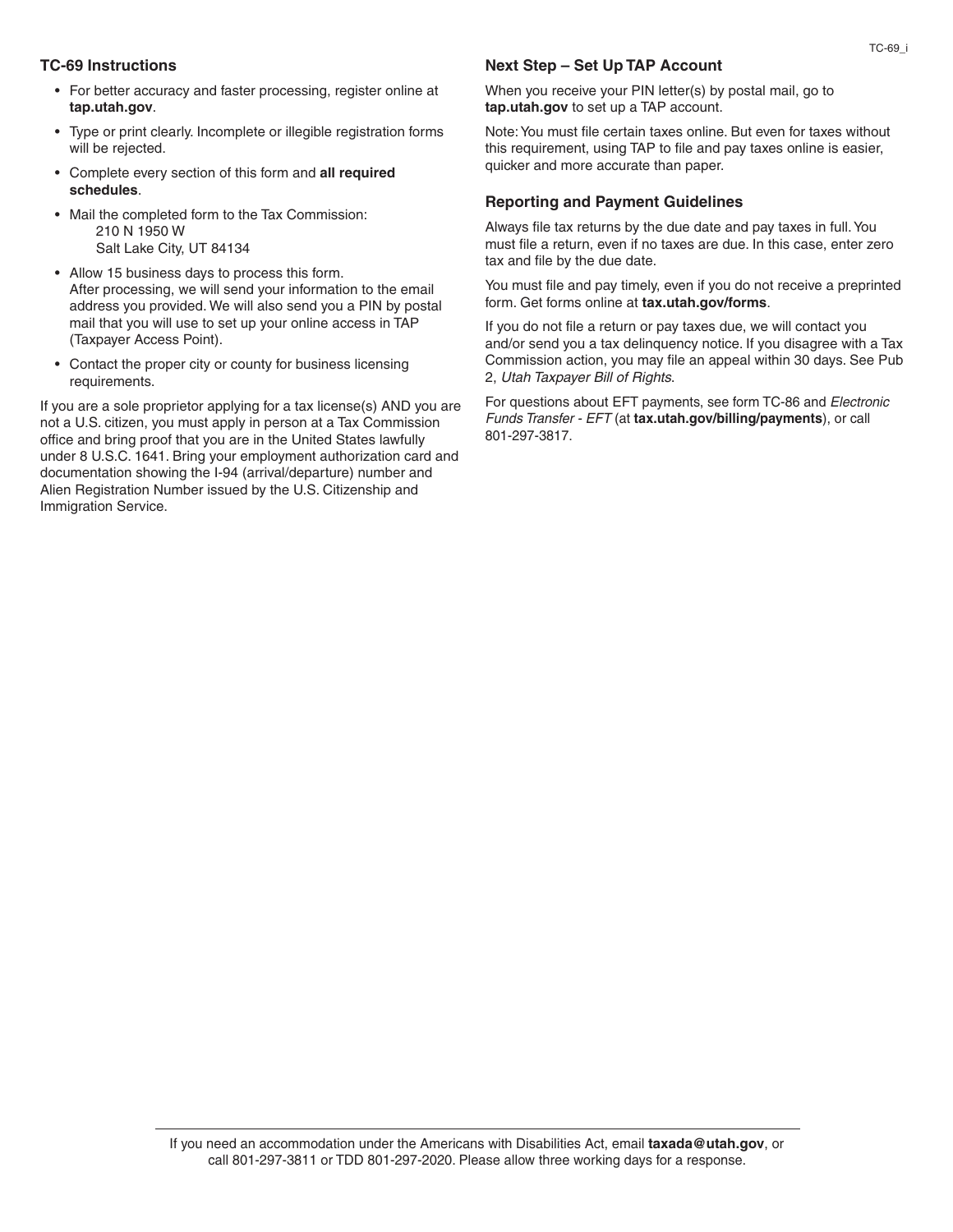## TC-69 Instructions

- For better accuracy and faster processing, register online at **tap.utah.gov**.
- Type or print clearly. Incomplete or illegible registration forms will be rejected.
- Complete every section of this form and **all required schedules**.
- Mail the completed form to the Tax Commission:
  210 N 1950 W
  Salt Lake City, UT 84134
- Allow 15 business days to process this form.
  After processing, we will send your information to the email address you provided. We will also send you a PIN by postal mail that you will use to set up your online access in TAP (Taxpayer Access Point).
- Contact the proper city or county for business licensing requirements.

If you are a sole proprietor applying for a tax license(s) AND you are not a U.S. citizen, you must apply in person at a Tax Commission office and bring proof that you are in the United States lawfully under 8 U.S.C. 1641. Bring your employment authorization card and documentation showing the I-94 (arrival/departure) number and Alien Registration Number issued by the U.S. Citizenship and Immigration Service.

## Next Step – Set Up TAP Account

When you receive your PIN letter(s) by postal mail, go to **tap.utah.gov** to set up a TAP account.

Note: You must file certain taxes online. But even for taxes without this requirement, using TAP to file and pay taxes online is easier, quicker and more accurate than paper.

## Reporting and Payment Guidelines

Always file tax returns by the due date and pay taxes in full. You must file a return, even if no taxes are due. In this case, enter zero tax and file by the due date.

You must file and pay timely, even if you do not receive a preprinted form. Get forms online at **tax.utah.gov/forms**.

If you do not file a return or pay taxes due, we will contact you and/or send you a tax delinquency notice. If you disagree with a Tax Commission action, you may file an appeal within 30 days. See Pub 2, *Utah Taxpayer Bill of Rights*.

For questions about EFT payments, see form TC-86 and *Electronic Funds Transfer - EFT* (at **tax.utah.gov/billing/payments**), or call 801-297-3817.

If you need an accommodation under the Americans with Disabilities Act, email **taxada@utah.gov**, or call 801-297-3811 or TDD 801-297-2020. Please allow three working days for a response.